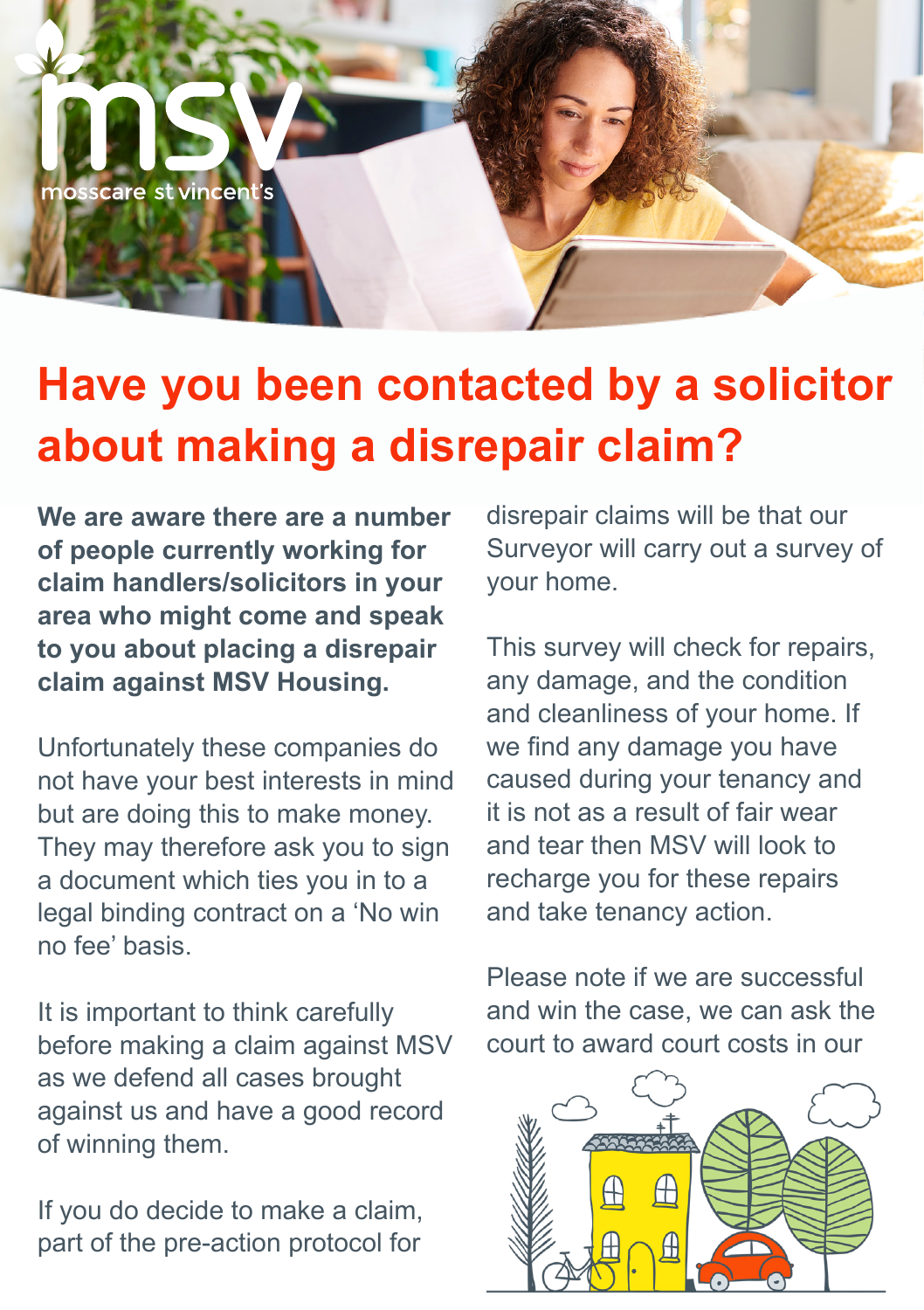# Have you been contacted by a solicitor about making a disrepair claim?

**We are aware there are a number of people currently working for claim handlers/solicitors in your area who might come and speak to you about placing a disrepair claim against MSV Housing.**

Unfortunately these companies do not have your best interests in mind but are doing this to make money. They may therefore ask you to sign a document which ties you in to a legal binding contract on a 'No win no fee' basis.

It is important to think carefully before making a claim against MSV as we defend all cases brought against us and have a good record of winning them.

If you do decide to make a claim, part of the pre-action protocol for disrepair claims will be that our Surveyor will carry out a survey of your home.

This survey will check for repairs, any damage, and the condition and cleanliness of your home. If we find any damage you have caused during your tenancy and it is not as a result of fair wear and tear then MSV will look to recharge you for these repairs and take tenancy action.

Please note if we are successful and win the case, we can ask the court to award court costs in our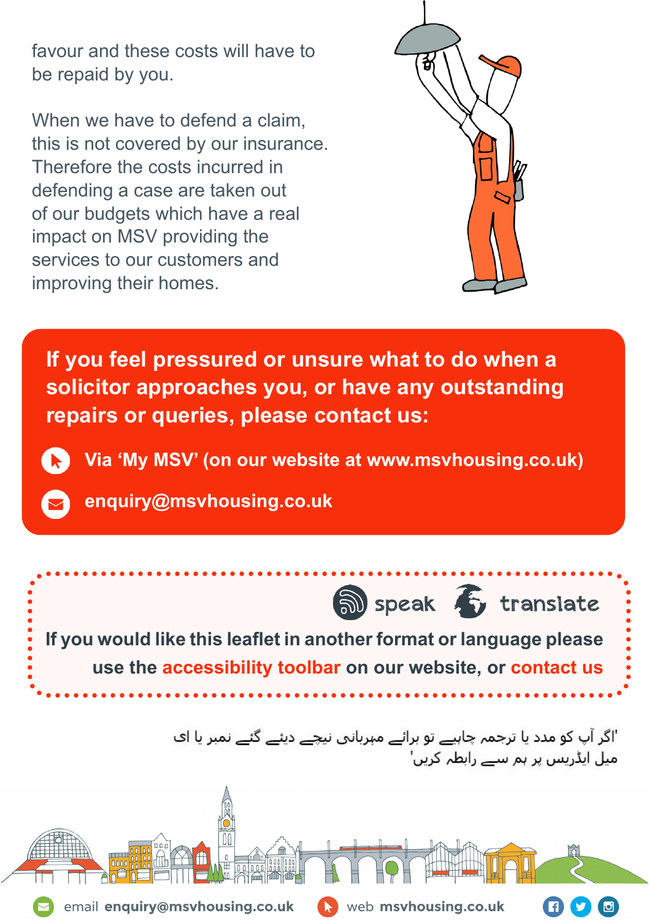favour and these costs will have to be repaid by you.

When we have to defend a claim, this is not covered by our insurance. Therefore the costs incurred in defending a case are taken out of our budgets which have a real impact on MSV providing the services to our customers and improving their homes.

**If you feel pressured or unsure what to do when a solicitor approaches you, or have any outstanding repairs or queries, please contact us:**

- **Via ‘My MSV’ (on our website at www.msvhousing.co.uk)**
- **enquiry@msvhousing.co.uk**

speak translate

**If you would like this leaflet in another format or language please use the accessibility toolbar on our website, or contact us**

'اگر آپ کو مدد یا ترجمہ چاہیے تو برائے مہربانی نیچے دیئے گئے نمبر یا ای میل ایڈریس پر ہم سے رابطہ کریں'

email **enquiry@msvhousing.co.uk** web **msvhousing.co.uk**